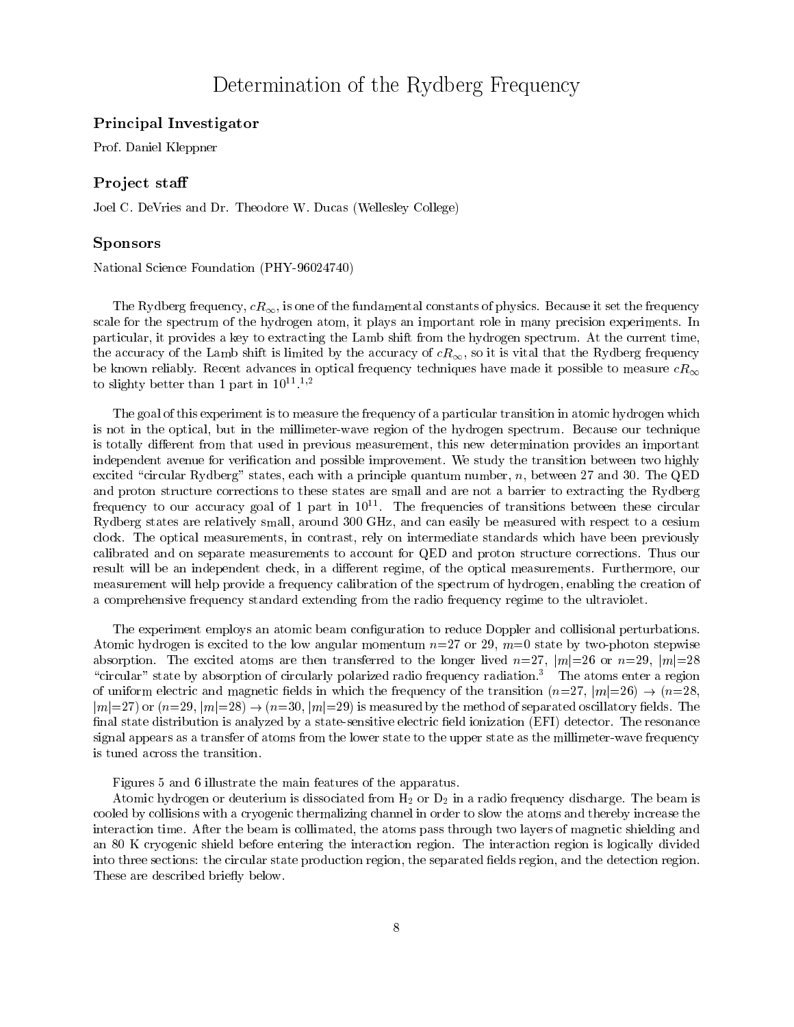# Determination of the Rydberg Frequency

## Principal Investigator

Prof. Daniel Kleppner

## Project staff

Joel C. DeVries and Dr. Theodore W. Ducas (Wellesley College)

## Sponsors

National Science Foundation (PHY-96024740)

The Rydberg frequency, $cR_\infty$, is one of the fundamental constants of physics. Because it set the frequency scale for the spectrum of the hydrogen atom, it plays an important role in many precision experiments. In particular, it provides a key to extracting the Lamb shift from the hydrogen spectrum. At the current time, the accuracy of the Lamb shift is limited by the accuracy of $cR_\infty$, so it is vital that the Rydberg frequency be known reliably. Recent advances in optical frequency techniques have made it possible to measure $cR_\infty$ to slighty better than 1 part in $10^{11}$.[1,2]

The goal of this experiment is to measure the frequency of a particular transition in atomic hydrogen which is not in the optical, but in the millimeter-wave region of the hydrogen spectrum. Because our technique is totally different from that used in previous measurement, this new determination provides an important independent avenue for verification and possible improvement. We study the transition between two highly excited "circular Rydberg" states, each with a principle quantum number, $n$, between 27 and 30. The QED and proton structure corrections to these states are small and are not a barrier to extracting the Rydberg frequency to our accuracy goal of 1 part in $10^{11}$. The frequencies of transitions between these circular Rydberg states are relatively small, around 300 GHz, and can easily be measured with respect to a cesium clock. The optical measurements, in contrast, rely on intermediate standards which have been previously calibrated and on separate measurements to account for QED and proton structure corrections. Thus our result will be an independent check, in a different regime, of the optical measurements. Furthermore, our measurement will help provide a frequency calibration of the spectrum of hydrogen, enabling the creation of a comprehensive frequency standard extending from the radio frequency regime to the ultraviolet.

The experiment employs an atomic beam configuration to reduce Doppler and collisional perturbations. Atomic hydrogen is excited to the low angular momentum $n$=27 or 29, $m$=0 state by two-photon stepwise absorption. The excited atoms are then transferred to the longer lived $n$=27, $|m|$=26 or $n$=29, $|m|$=28 "circular" state by absorption of circularly polarized radio frequency radiation.[3] The atoms enter a region of uniform electric and magnetic fields in which the frequency of the transition ($n$=27, $|m|$=26) $\rightarrow$ ($n$=28, $|m|$=27) or ($n$=29, $|m|$=28) $\rightarrow$ ($n$=30, $|m|$=29) is measured by the method of separated oscillatory fields. The final state distribution is analyzed by a state-sensitive electric field ionization (EFI) detector. The resonance signal appears as a transfer of atoms from the lower state to the upper state as the millimeter-wave frequency is tuned across the transition.

Figures 5 and 6 illustrate the main features of the apparatus.

Atomic hydrogen or deuterium is dissociated from $H_2$ or $D_2$ in a radio frequency discharge. The beam is cooled by collisions with a cryogenic thermalizing channel in order to slow the atoms and thereby increase the interaction time. After the beam is collimated, the atoms pass through two layers of magnetic shielding and an 80 K cryogenic shield before entering the interaction region. The interaction region is logically divided into three sections: the circular state production region, the separated fields region, and the detection region. These are described briefly below.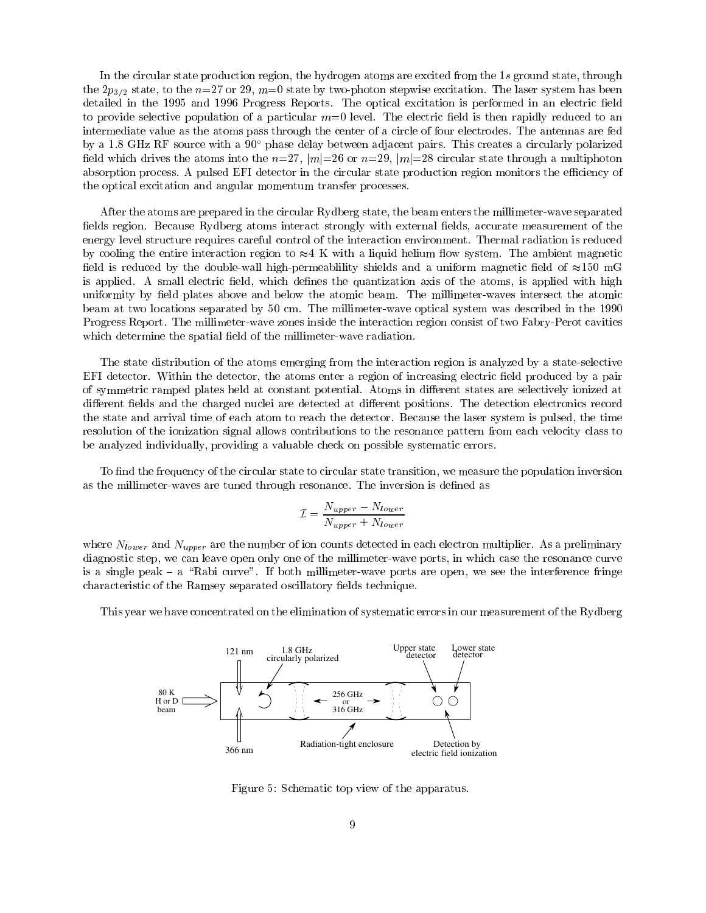In the circular state production region, the hydrogen atoms are excited from the $1s$ ground state, through the $2p_{3/2}$ state, to the $n$=27 or 29, $m$=0 state by two-photon stepwise excitation. The laser system has been detailed in the 1995 and 1996 Progress Reports. The optical excitation is performed in an electric field to provide selective population of a particular $m$=0 level. The electric field is then rapidly reduced to an intermediate value as the atoms pass through the center of a circle of four electrodes. The antennas are fed by a 1.8 GHz RF source with a 90° phase delay between adjacent pairs. This creates a circularly polarized field which drives the atoms into the $n$=27, $|m|$=26 or $n$=29, $|m|$=28 circular state through a multiphoton absorption process. A pulsed EFI detector in the circular state production region monitors the efficiency of the optical excitation and angular momentum transfer processes.

After the atoms are prepared in the circular Rydberg state, the beam enters the millimeter-wave separated fields region. Because Rydberg atoms interact strongly with external fields, accurate measurement of the energy level structure requires careful control of the interaction environment. Thermal radiation is reduced by cooling the entire interaction region to ≈4 K with a liquid helium flow system. The ambient magnetic field is reduced by the double-wall high-permeablility shields and a uniform magnetic field of ≈150 mG is applied. A small electric field, which defines the quantization axis of the atoms, is applied with high uniformity by field plates above and below the atomic beam. The millimeter-waves intersect the atomic beam at two locations separated by 50 cm. The millimeter-wave optical system was described in the 1990 Progress Report. The millimeter-wave zones inside the interaction region consist of two Fabry-Perot cavities which determine the spatial field of the millimeter-wave radiation.

The state distribution of the atoms emerging from the interaction region is analyzed by a state-selective EFI detector. Within the detector, the atoms enter a region of increasing electric field produced by a pair of symmetric ramped plates held at constant potential. Atoms in different states are selectively ionized at different fields and the charged nuclei are detected at different positions. The detection electronics record the state and arrival time of each atom to reach the detector. Because the laser system is pulsed, the time resolution of the ionization signal allows contributions to the resonance pattern from each velocity class to be analyzed individually, providing a valuable check on possible systematic errors.

To find the frequency of the circular state to circular state transition, we measure the population inversion as the millimeter-waves are tuned through resonance. The inversion is defined as

$$\mathcal{I} = \frac{N_{upper} - N_{lower}}{N_{upper} + N_{lower}}$$

where $N_{lower}$ and $N_{upper}$ are the number of ion counts detected in each electron multiplier. As a preliminary diagnostic step, we can leave open only one of the millimeter-wave ports, in which case the resonance curve is a single peak – a "Rabi curve". If both millimeter-wave ports are open, we see the interference fringe characteristic of the Ramsey separated oscillatory fields technique.

This year we have concentrated on the elimination of systematic errors in our measurement of the Rydberg

121 nm

1.8 GHz
circularly polarized

Upper state
detector

Lower state
detector

80 K
H or D
beam

256 GHz
or
316 GHz

366 nm

Radiation-tight enclosure

Detection by
electric field ionization

Figure 5: Schematic top view of the apparatus.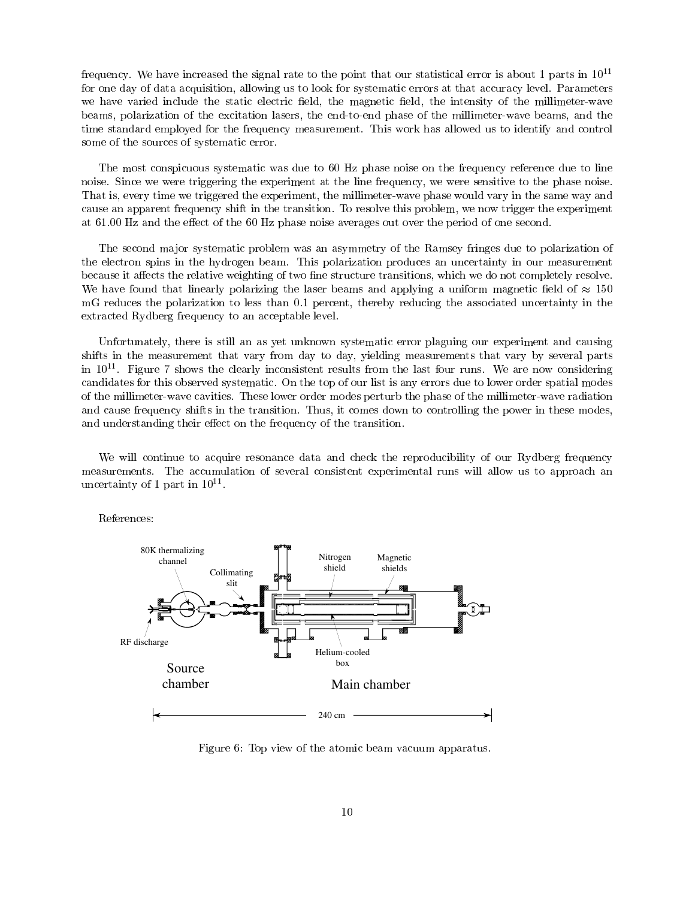frequency. We have increased the signal rate to the point that our statistical error is about 1 parts in $10^{11}$ for one day of data acquisition, allowing us to look for systematic errors at that accuracy level. Parameters we have varied include the static electric field, the magnetic field, the intensity of the millimeter-wave beams, polarization of the excitation lasers, the end-to-end phase of the millimeter-wave beams, and the time standard employed for the frequency measurement. This work has allowed us to identify and control some of the sources of systematic error.

The most conspicuous systematic was due to 60 Hz phase noise on the frequency reference due to line noise. Since we were triggering the experiment at the line frequency, we were sensitive to the phase noise. That is, every time we triggered the experiment, the millimeter-wave phase would vary in the same way and cause an apparent frequency shift in the transition. To resolve this problem, we now trigger the experiment at 61.00 Hz and the effect of the 60 Hz phase noise averages out over the period of one second.

The second major systematic problem was an asymmetry of the Ramsey fringes due to polarization of the electron spins in the hydrogen beam. This polarization produces an uncertainty in our measurement because it affects the relative weighting of two fine structure transitions, which we do not completely resolve. We have found that linearly polarizing the laser beams and applying a uniform magnetic field of $\approx$ 150 mG reduces the polarization to less than 0.1 percent, thereby reducing the associated uncertainty in the extracted Rydberg frequency to an acceptable level.

Unfortunately, there is still an as yet unknown systematic error plaguing our experiment and causing shifts in the measurement that vary from day to day, yielding measurements that vary by several parts in $10^{11}$. Figure 7 shows the clearly inconsistent results from the last four runs. We are now considering candidates for this observed systematic. On the top of our list is any errors due to lower order spatial modes of the millimeter-wave cavities. These lower order modes perturb the phase of the millimeter-wave radiation and cause frequency shifts in the transition. Thus, it comes down to controlling the power in these modes, and understanding their effect on the frequency of the transition.

We will continue to acquire resonance data and check the reproducibility of our Rydberg frequency measurements. The accumulation of several consistent experimental runs will allow us to approach an uncertainty of 1 part in $10^{11}$.

References:

80K thermalizing channel

Collimating slit

Nitrogen shield

Magnetic shields

RF discharge

Helium-cooled box

Source chamber

Main chamber

240 cm

Figure 6: Top view of the atomic beam vacuum apparatus.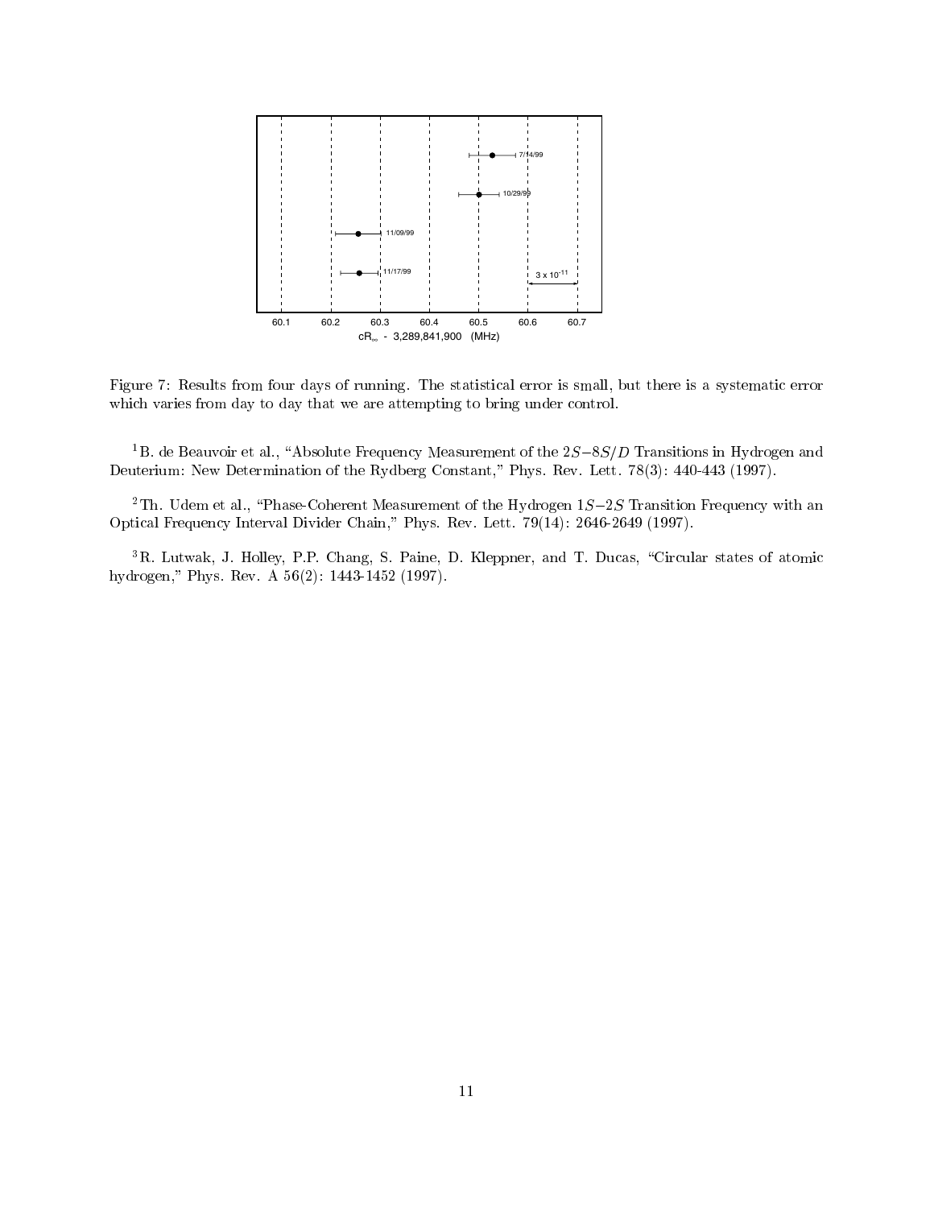7/14/99

10/29/99

11/09/99

11/17/99

$3 \times 10^{-11}$

60.1 60.2 60.3 60.4 60.5 60.6 60.7

$cR_\infty$ - 3,289,841,900 (MHz)

Figure 7: Results from four days of running. The statistical error is small, but there is a systematic error which varies from day to day that we are attempting to bring under control.

[1] B. de Beauvoir et al., "Absolute Frequency Measurement of the $2S-8S/D$ Transitions in Hydrogen and Deuterium: New Determination of the Rydberg Constant," Phys. Rev. Lett. 78(3): 440-443 (1997).

[2] Th. Udem et al., "Phase-Coherent Measurement of the Hydrogen $1S-2S$ Transition Frequency with an Optical Frequency Interval Divider Chain," Phys. Rev. Lett. 79(14): 2646-2649 (1997).

[3] R. Lutwak, J. Holley, P.P. Chang, S. Paine, D. Kleppner, and T. Ducas, "Circular states of atomic hydrogen," Phys. Rev. A 56(2): 1443-1452 (1997).